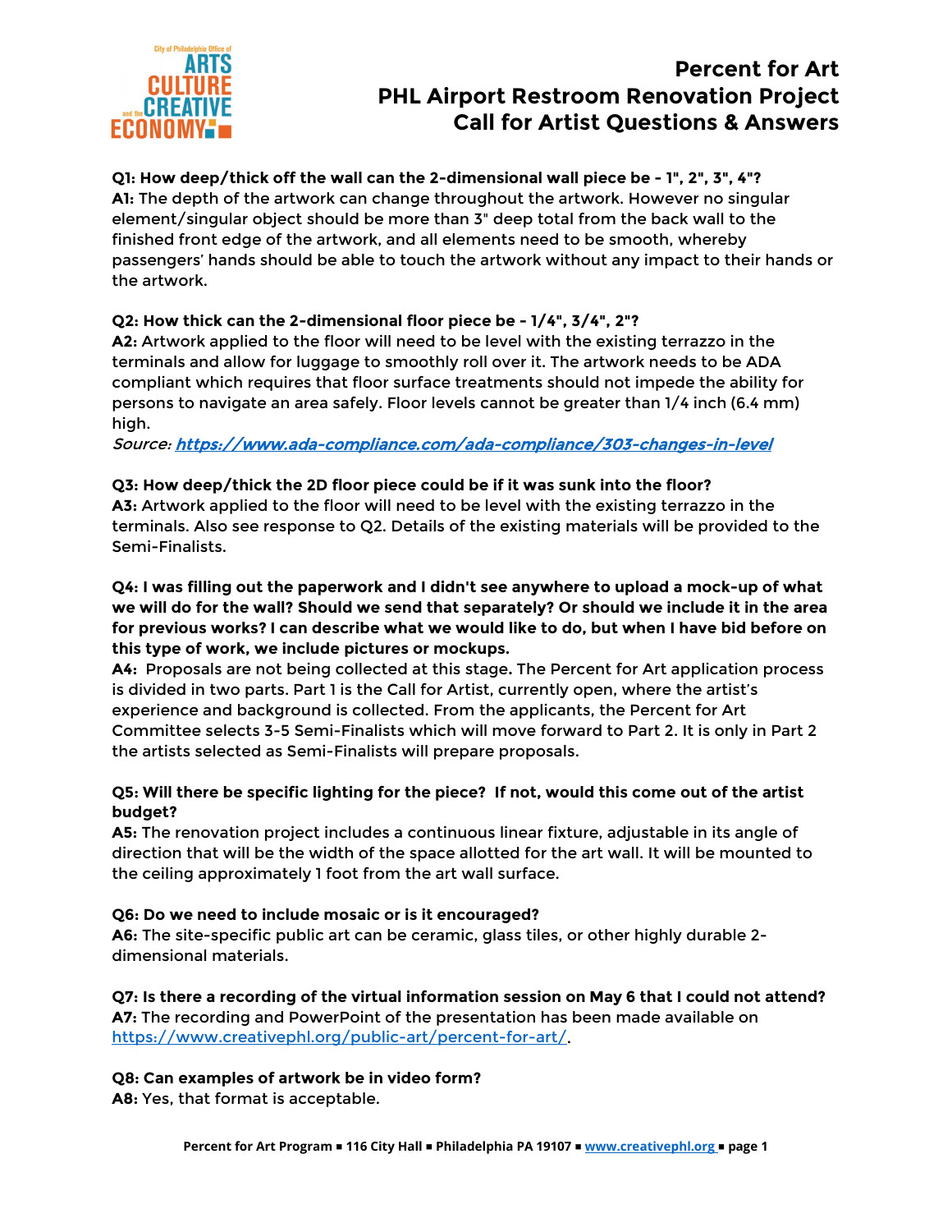# Percent for Art
# PHL Airport Restroom Renovation Project
# Call for Artist Questions & Answers

**Q1: How deep/thick off the wall can the 2-dimensional wall piece be - 1", 2", 3", 4"?**
**A1:** The depth of the artwork can change throughout the artwork. However no singular element/singular object should be more than 3" deep total from the back wall to the finished front edge of the artwork, and all elements need to be smooth, whereby passengers' hands should be able to touch the artwork without any impact to their hands or the artwork.

**Q2: How thick can the 2-dimensional floor piece be - 1/4", 3/4", 2"?**
**A2:** Artwork applied to the floor will need to be level with the existing terrazzo in the terminals and allow for luggage to smoothly roll over it. The artwork needs to be ADA compliant which requires that floor surface treatments should not impede the ability for persons to navigate an area safely. Floor levels cannot be greater than 1/4 inch (6.4 mm) high.
*Source:* ***https://www.ada-compliance.com/ada-compliance/303-changes-in-level***

**Q3: How deep/thick the 2D floor piece could be if it was sunk into the floor?**
**A3:** Artwork applied to the floor will need to be level with the existing terrazzo in the terminals. Also see response to Q2. Details of the existing materials will be provided to the Semi-Finalists.

**Q4: I was filling out the paperwork and I didn't see anywhere to upload a mock-up of what we will do for the wall? Should we send that separately? Or should we include it in the area for previous works? I can describe what we would like to do, but when I have bid before on this type of work, we include pictures or mockups.**
**A4:** Proposals are not being collected at this stage**.** The Percent for Art application process is divided in two parts. Part 1 is the Call for Artist, currently open, where the artist's experience and background is collected. From the applicants, the Percent for Art Committee selects 3-5 Semi-Finalists which will move forward to Part 2. It is only in Part 2 the artists selected as Semi-Finalists will prepare proposals.

**Q5: Will there be specific lighting for the piece? If not, would this come out of the artist budget?**
**A5:** The renovation project includes a continuous linear fixture, adjustable in its angle of direction that will be the width of the space allotted for the art wall. It will be mounted to the ceiling approximately 1 foot from the art wall surface.

**Q6: Do we need to include mosaic or is it encouraged?**
**A6:** The site-specific public art can be ceramic, glass tiles, or other highly durable 2-dimensional materials.

**Q7: Is there a recording of the virtual information session on May 6 that I could not attend?**
**A7:** The recording and PowerPoint of the presentation has been made available on https://www.creativephl.org/public-art/percent-for-art/.

**Q8: Can examples of artwork be in video form?**
**A8:** Yes, that format is acceptable.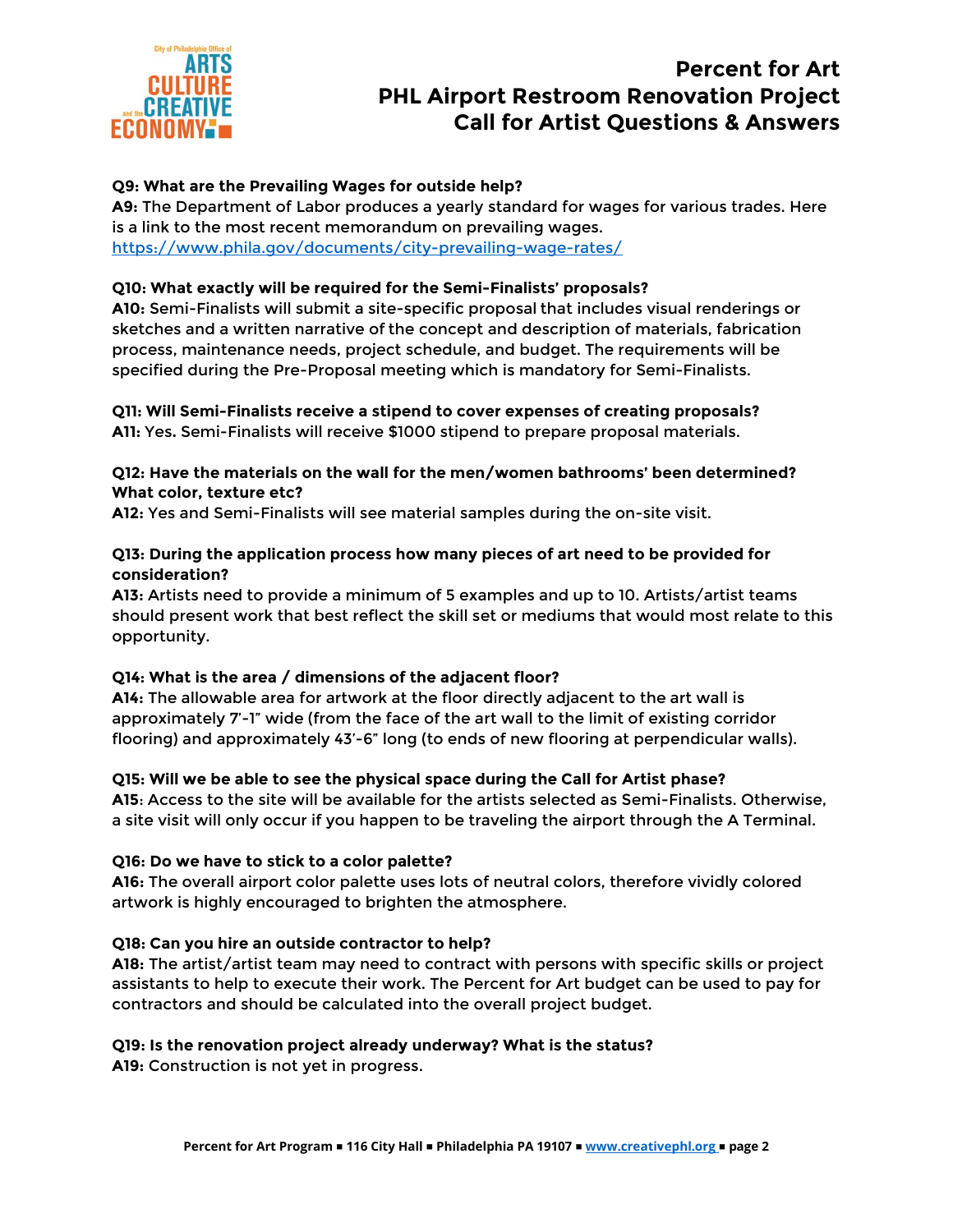**Q9: What are the Prevailing Wages for outside help?**
**A9:** The Department of Labor produces a yearly standard for wages for various trades. Here is a link to the most recent memorandum on prevailing wages.
https://www.phila.gov/documents/city-prevailing-wage-rates/

**Q10: What exactly will be required for the Semi-Finalists' proposals?**
**A10:** Semi-Finalists will submit a site-specific proposal that includes visual renderings or sketches and a written narrative of the concept and description of materials, fabrication process, maintenance needs, project schedule, and budget. The requirements will be specified during the Pre-Proposal meeting which is mandatory for Semi-Finalists.

**Q11: Will Semi-Finalists receive a stipend to cover expenses of creating proposals?**
**A11:** Yes. Semi-Finalists will receive $1000 stipend to prepare proposal materials.

**Q12: Have the materials on the wall for the men/women bathrooms' been determined? What color, texture etc?**
**A12:** Yes and Semi-Finalists will see material samples during the on-site visit.

**Q13: During the application process how many pieces of art need to be provided for consideration?**
**A13:** Artists need to provide a minimum of 5 examples and up to 10. Artists/artist teams should present work that best reflect the skill set or mediums that would most relate to this opportunity.

**Q14: What is the area / dimensions of the adjacent floor?**
**A14:** The allowable area for artwork at the floor directly adjacent to the art wall is approximately 7'-1" wide (from the face of the art wall to the limit of existing corridor flooring) and approximately 43'-6" long (to ends of new flooring at perpendicular walls).

**Q15: Will we be able to see the physical space during the Call for Artist phase?**
**A15**: Access to the site will be available for the artists selected as Semi-Finalists. Otherwise, a site visit will only occur if you happen to be traveling the airport through the A Terminal.

**Q16: Do we have to stick to a color palette?**
**A16:** The overall airport color palette uses lots of neutral colors, therefore vividly colored artwork is highly encouraged to brighten the atmosphere.

**Q18: Can you hire an outside contractor to help?**
**A18:** The artist/artist team may need to contract with persons with specific skills or project assistants to help to execute their work. The Percent for Art budget can be used to pay for contractors and should be calculated into the overall project budget.

**Q19: Is the renovation project already underway? What is the status?**
**A19:** Construction is not yet in progress.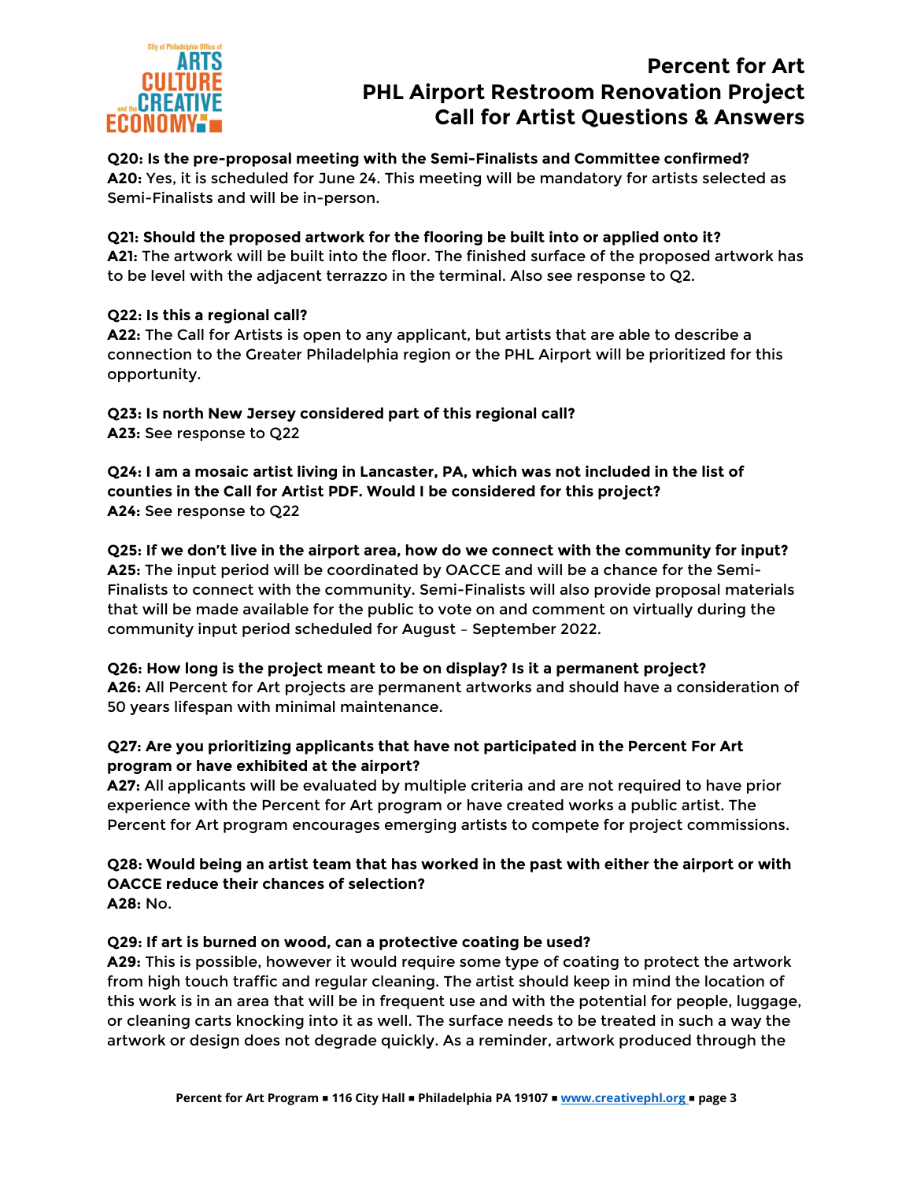**Q20: Is the pre-proposal meeting with the Semi-Finalists and Committee confirmed?**
**A20:** Yes, it is scheduled for June 24. This meeting will be mandatory for artists selected as Semi-Finalists and will be in-person.

**Q21: Should the proposed artwork for the flooring be built into or applied onto it?**
**A21:** The artwork will be built into the floor. The finished surface of the proposed artwork has to be level with the adjacent terrazzo in the terminal. Also see response to Q2.

**Q22: Is this a regional call?**
**A22:** The Call for Artists is open to any applicant, but artists that are able to describe a connection to the Greater Philadelphia region or the PHL Airport will be prioritized for this opportunity.

**Q23: Is north New Jersey considered part of this regional call?**
**A23:** See response to Q22

**Q24: I am a mosaic artist living in Lancaster, PA, which was not included in the list of counties in the Call for Artist PDF. Would I be considered for this project?**
**A24:** See response to Q22

**Q25: If we don't live in the airport area, how do we connect with the community for input?**
**A25:** The input period will be coordinated by OACCE and will be a chance for the Semi-Finalists to connect with the community. Semi-Finalists will also provide proposal materials that will be made available for the public to vote on and comment on virtually during the community input period scheduled for August – September 2022.

**Q26: How long is the project meant to be on display? Is it a permanent project?**
**A26:** All Percent for Art projects are permanent artworks and should have a consideration of 50 years lifespan with minimal maintenance.

**Q27: Are you prioritizing applicants that have not participated in the Percent For Art program or have exhibited at the airport?**
**A27:** All applicants will be evaluated by multiple criteria and are not required to have prior experience with the Percent for Art program or have created works a public artist. The Percent for Art program encourages emerging artists to compete for project commissions.

**Q28: Would being an artist team that has worked in the past with either the airport or with OACCE reduce their chances of selection?**
**A28:** No.

**Q29: If art is burned on wood, can a protective coating be used?**
**A29:** This is possible, however it would require some type of coating to protect the artwork from high touch traffic and regular cleaning. The artist should keep in mind the location of this work is in an area that will be in frequent use and with the potential for people, luggage, or cleaning carts knocking into it as well. The surface needs to be treated in such a way the artwork or design does not degrade quickly. As a reminder, artwork produced through the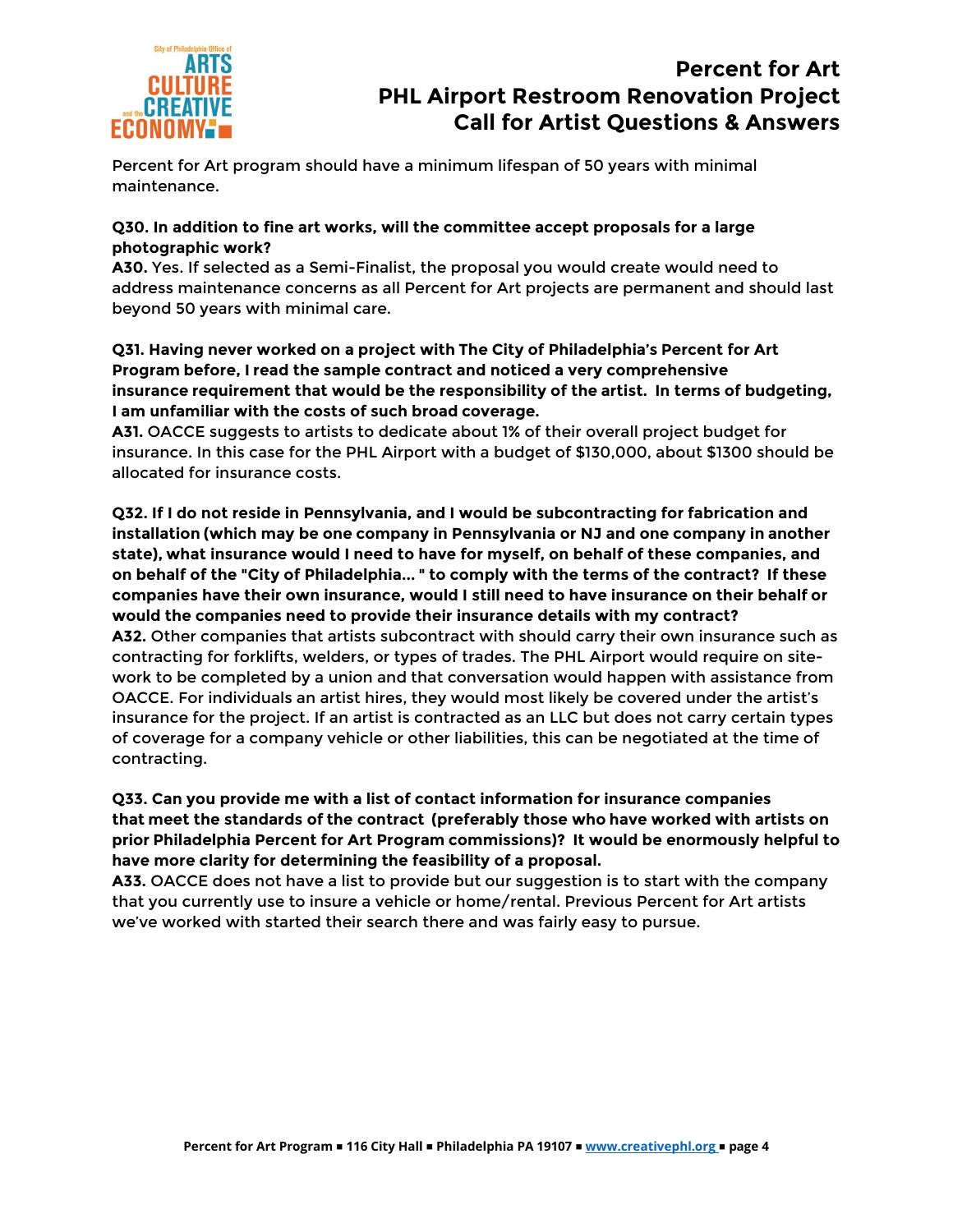Percent for Art program should have a minimum lifespan of 50 years with minimal maintenance.

**Q30. In addition to fine art works, will the committee accept proposals for a large photographic work?**
**A30.** Yes. If selected as a Semi-Finalist, the proposal you would create would need to address maintenance concerns as all Percent for Art projects are permanent and should last beyond 50 years with minimal care.

**Q31. Having never worked on a project with The City of Philadelphia's Percent for Art Program before, I read the sample contract and noticed a very comprehensive insurance requirement that would be the responsibility of the artist. In terms of budgeting, I am unfamiliar with the costs of such broad coverage.**
**A31.** OACCE suggests to artists to dedicate about 1% of their overall project budget for insurance. In this case for the PHL Airport with a budget of $130,000, about $1300 should be allocated for insurance costs.

**Q32. If I do not reside in Pennsylvania, and I would be subcontracting for fabrication and installation (which may be one company in Pennsylvania or NJ and one company in another state), what insurance would I need to have for myself, on behalf of these companies, and on behalf of the "City of Philadelphia... " to comply with the terms of the contract? If these companies have their own insurance, would I still need to have insurance on their behalf or would the companies need to provide their insurance details with my contract?**
**A32.** Other companies that artists subcontract with should carry their own insurance such as contracting for forklifts, welders, or types of trades. The PHL Airport would require on site-work to be completed by a union and that conversation would happen with assistance from OACCE. For individuals an artist hires, they would most likely be covered under the artist's insurance for the project. If an artist is contracted as an LLC but does not carry certain types of coverage for a company vehicle or other liabilities, this can be negotiated at the time of contracting.

**Q33. Can you provide me with a list of contact information for insurance companies that meet the standards of the contract (preferably those who have worked with artists on prior Philadelphia Percent for Art Program commissions)? It would be enormously helpful to have more clarity for determining the feasibility of a proposal.**
**A33.** OACCE does not have a list to provide but our suggestion is to start with the company that you currently use to insure a vehicle or home/rental. Previous Percent for Art artists we've worked with started their search there and was fairly easy to pursue.